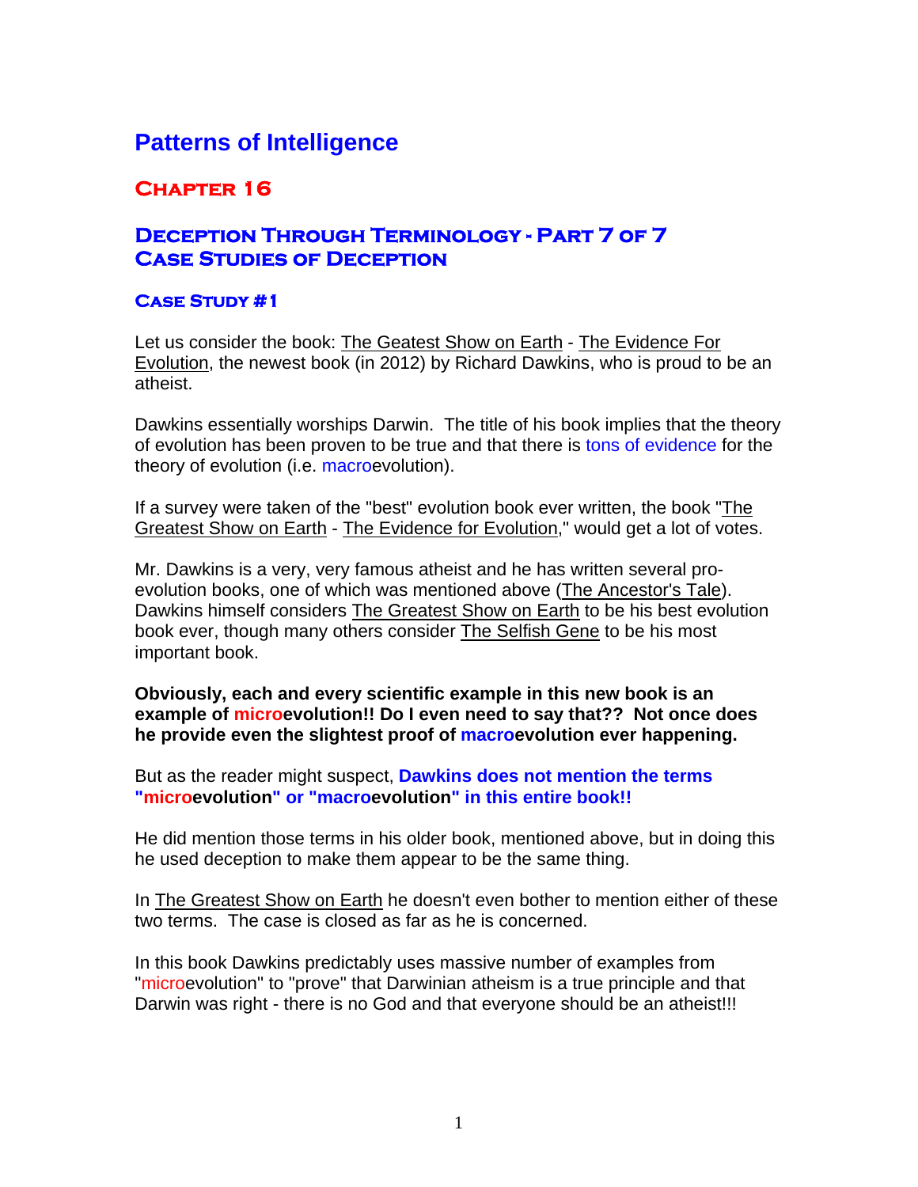# Patterns of Intelligence

## Chapter 16

## Deception Through Terminology - Part 7 of 7
## Case Studies of Deception

### Case Study #1

Let us consider the book: The Geatest Show on Earth - The Evidence For Evolution, the newest book (in 2012) by Richard Dawkins, who is proud to be an atheist.

Dawkins essentially worships Darwin. The title of his book implies that the theory of evolution has been proven to be true and that there is tons of evidence for the theory of evolution (i.e. macroevolution).

If a survey were taken of the "best" evolution book ever written, the book "The Greatest Show on Earth - The Evidence for Evolution," would get a lot of votes.

Mr. Dawkins is a very, very famous atheist and he has written several pro-evolution books, one of which was mentioned above (The Ancestor's Tale). Dawkins himself considers The Greatest Show on Earth to be his best evolution book ever, though many others consider The Selfish Gene to be his most important book.

**Obviously, each and every scientific example in this new book is an example of microevolution!! Do I even need to say that?? Not once does he provide even the slightest proof of macroevolution ever happening.**

But as the reader might suspect, **Dawkins does not mention the terms "microevolution" or "macroevolution" in this entire book!!**

He did mention those terms in his older book, mentioned above, but in doing this he used deception to make them appear to be the same thing.

In The Greatest Show on Earth he doesn't even bother to mention either of these two terms. The case is closed as far as he is concerned.

In this book Dawkins predictably uses massive number of examples from "microevolution" to "prove" that Darwinian atheism is a true principle and that Darwin was right - there is no God and that everyone should be an atheist!!!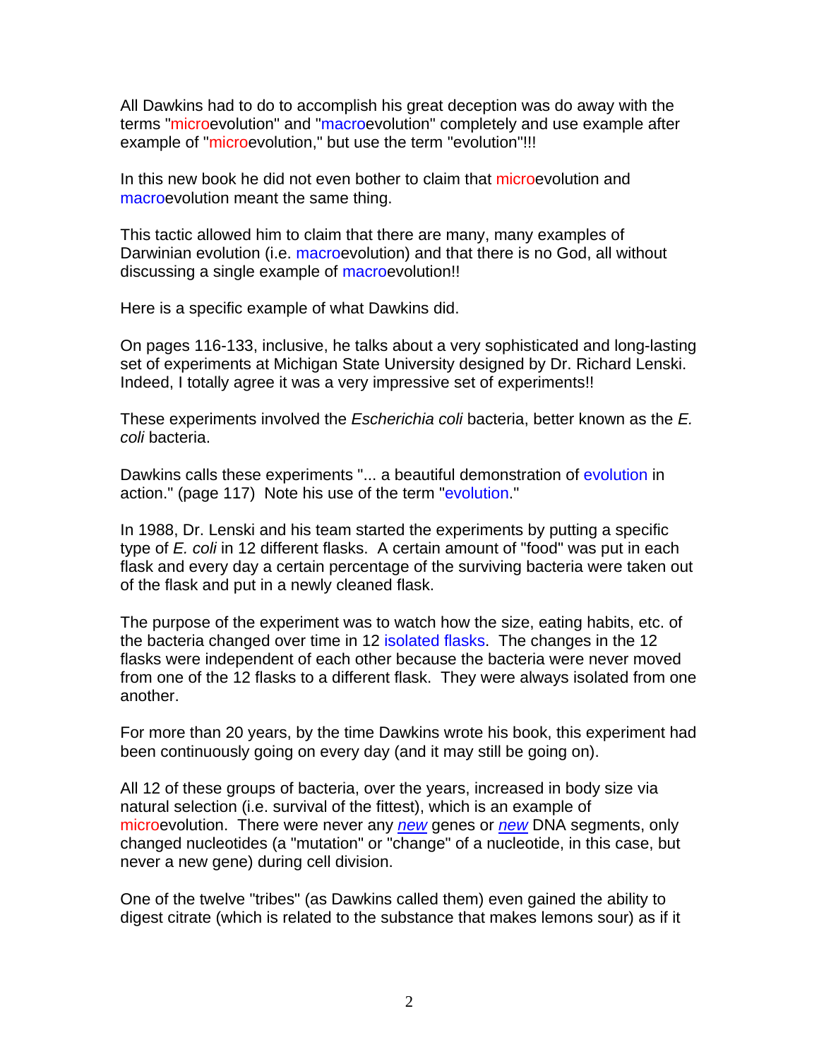All Dawkins had to do to accomplish his great deception was do away with the terms "microevolution" and "macroevolution" completely and use example after example of "microevolution," but use the term "evolution"!!!

In this new book he did not even bother to claim that microevolution and macroevolution meant the same thing.

This tactic allowed him to claim that there are many, many examples of Darwinian evolution (i.e. macroevolution) and that there is no God, all without discussing a single example of macroevolution!!

Here is a specific example of what Dawkins did.

On pages 116-133, inclusive, he talks about a very sophisticated and long-lasting set of experiments at Michigan State University designed by Dr. Richard Lenski. Indeed, I totally agree it was a very impressive set of experiments!!

These experiments involved the *Escherichia coli* bacteria, better known as the *E. coli* bacteria.

Dawkins calls these experiments "... a beautiful demonstration of evolution in action." (page 117) Note his use of the term "evolution."

In 1988, Dr. Lenski and his team started the experiments by putting a specific type of *E. coli* in 12 different flasks. A certain amount of "food" was put in each flask and every day a certain percentage of the surviving bacteria were taken out of the flask and put in a newly cleaned flask.

The purpose of the experiment was to watch how the size, eating habits, etc. of the bacteria changed over time in 12 isolated flasks. The changes in the 12 flasks were independent of each other because the bacteria were never moved from one of the 12 flasks to a different flask. They were always isolated from one another.

For more than 20 years, by the time Dawkins wrote his book, this experiment had been continuously going on every day (and it may still be going on).

All 12 of these groups of bacteria, over the years, increased in body size via natural selection (i.e. survival of the fittest), which is an example of microevolution. There were never any ***new*** genes or ***new*** DNA segments, only changed nucleotides (a "mutation" or "change" of a nucleotide, in this case, but never a new gene) during cell division.

One of the twelve "tribes" (as Dawkins called them) even gained the ability to digest citrate (which is related to the substance that makes lemons sour) as if it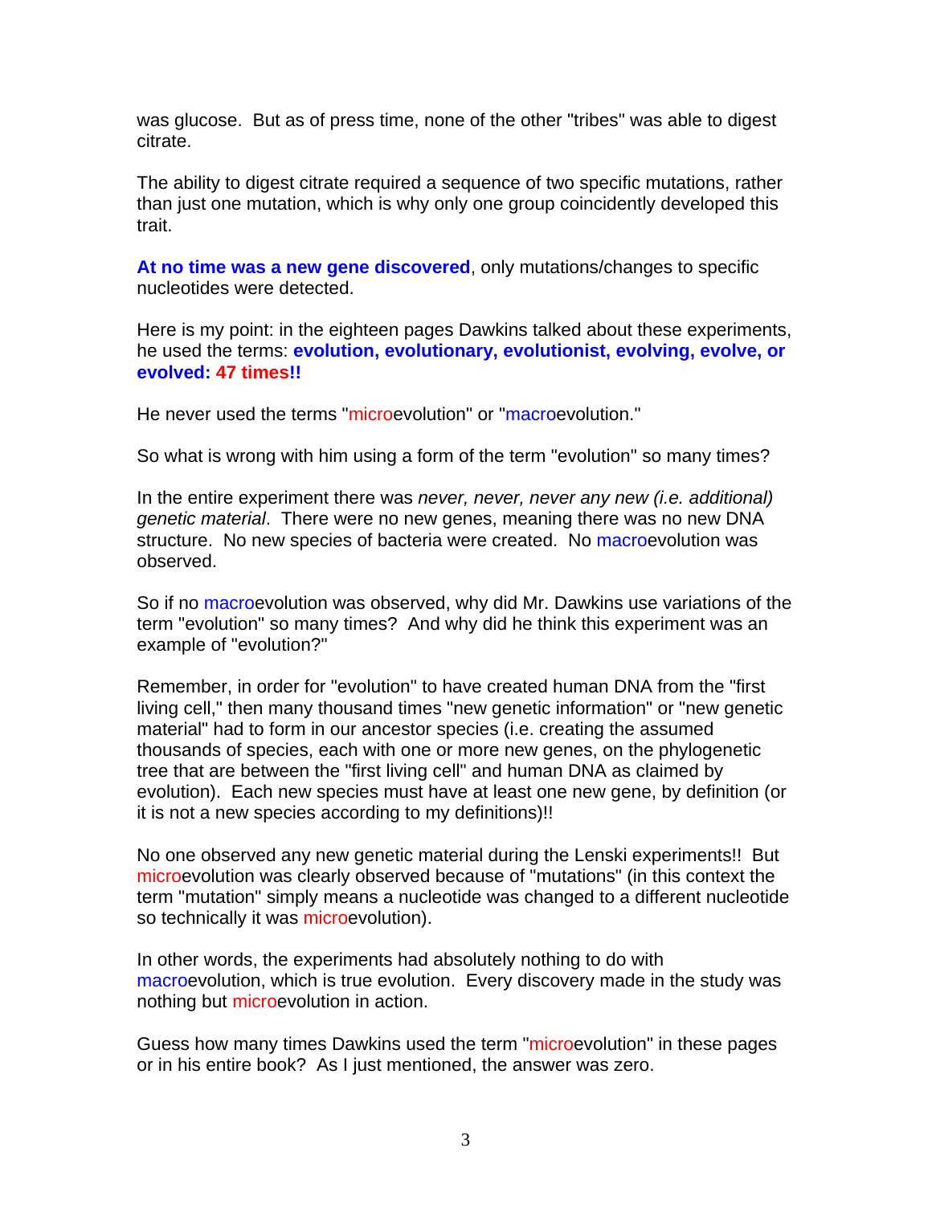was glucose. But as of press time, none of the other "tribes" was able to digest citrate.

The ability to digest citrate required a sequence of two specific mutations, rather than just one mutation, which is why only one group coincidentally developed this trait.

**At no time was a new gene discovered**, only mutations/changes to specific nucleotides were detected.

Here is my point: in the eighteen pages Dawkins talked about these experiments, he used the terms: **evolution, evolutionary, evolutionist, evolving, evolve, or evolved: 47 times!!**

He never used the terms "microevolution" or "macroevolution."

So what is wrong with him using a form of the term "evolution" so many times?

In the entire experiment there was *never, never, never any new (i.e. additional) genetic material*. There were no new genes, meaning there was no new DNA structure. No new species of bacteria were created. No macroevolution was observed.

So if no macroevolution was observed, why did Mr. Dawkins use variations of the term "evolution" so many times? And why did he think this experiment was an example of "evolution?"

Remember, in order for "evolution" to have created human DNA from the "first living cell," then many thousand times "new genetic information" or "new genetic material" had to form in our ancestor species (i.e. creating the assumed thousands of species, each with one or more new genes, on the phylogenetic tree that are between the "first living cell" and human DNA as claimed by evolution). Each new species must have at least one new gene, by definition (or it is not a new species according to my definitions)!!

No one observed any new genetic material during the Lenski experiments!! But microevolution was clearly observed because of "mutations" (in this context the term "mutation" simply means a nucleotide was changed to a different nucleotide so technically it was microevolution).

In other words, the experiments had absolutely nothing to do with macroevolution, which is true evolution. Every discovery made in the study was nothing but microevolution in action.

Guess how many times Dawkins used the term "microevolution" in these pages or in his entire book? As I just mentioned, the answer was zero.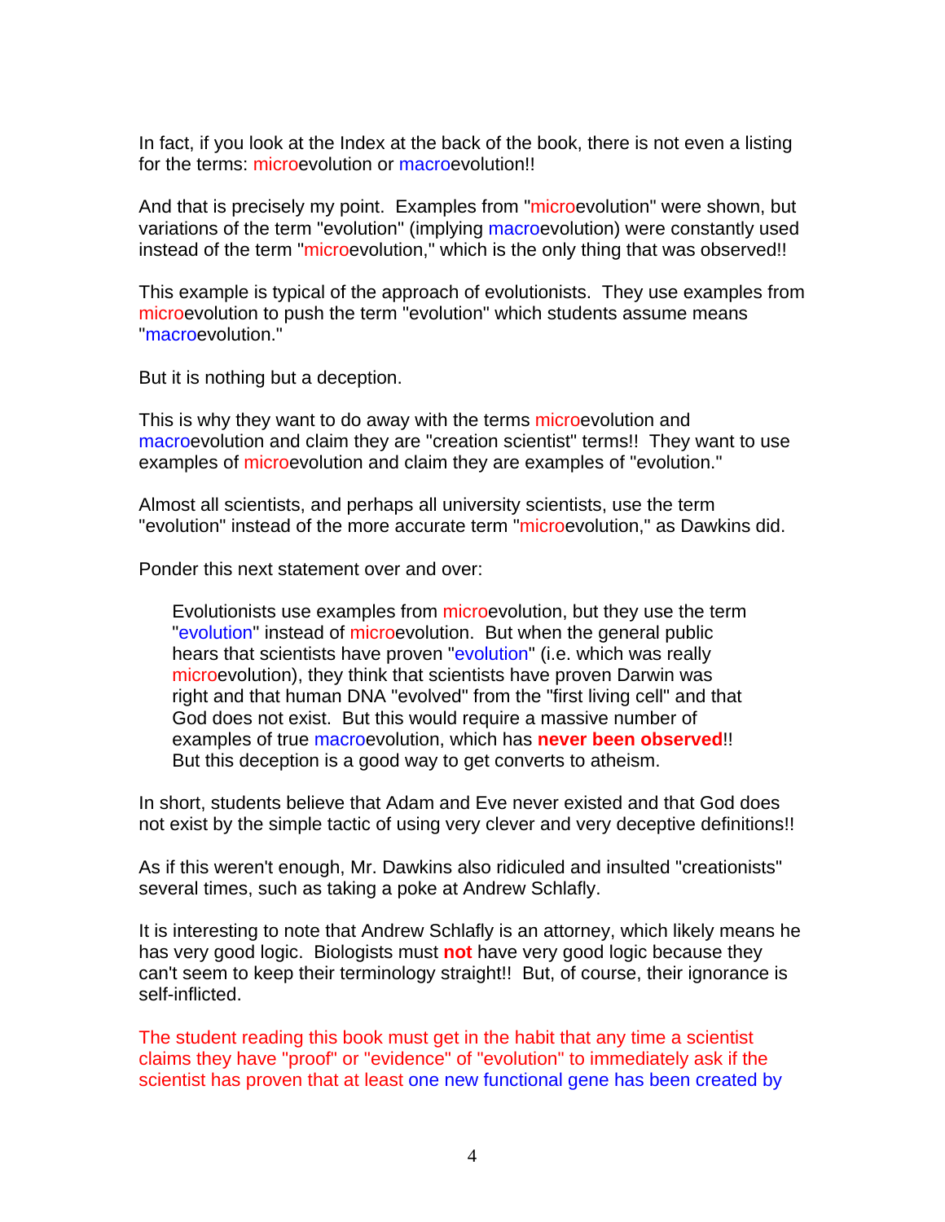In fact, if you look at the Index at the back of the book, there is not even a listing for the terms: microevolution or macroevolution!!

And that is precisely my point. Examples from "microevolution" were shown, but variations of the term "evolution" (implying macroevolution) were constantly used instead of the term "microevolution," which is the only thing that was observed!!

This example is typical of the approach of evolutionists. They use examples from microevolution to push the term "evolution" which students assume means "macroevolution."

But it is nothing but a deception.

This is why they want to do away with the terms microevolution and macroevolution and claim they are "creation scientist" terms!! They want to use examples of microevolution and claim they are examples of "evolution."

Almost all scientists, and perhaps all university scientists, use the term "evolution" instead of the more accurate term "microevolution," as Dawkins did.

Ponder this next statement over and over:

> Evolutionists use examples from microevolution, but they use the term "evolution" instead of microevolution. But when the general public hears that scientists have proven "evolution" (i.e. which was really microevolution), they think that scientists have proven Darwin was right and that human DNA "evolved" from the "first living cell" and that God does not exist. But this would require a massive number of examples of true macroevolution, which has **never been observed**!! But this deception is a good way to get converts to atheism.

In short, students believe that Adam and Eve never existed and that God does not exist by the simple tactic of using very clever and very deceptive definitions!!

As if this weren't enough, Mr. Dawkins also ridiculed and insulted "creationists" several times, such as taking a poke at Andrew Schlafly.

It is interesting to note that Andrew Schlafly is an attorney, which likely means he has very good logic. Biologists must **not** have very good logic because they can't seem to keep their terminology straight!! But, of course, their ignorance is self-inflicted.

The student reading this book must get in the habit that any time a scientist claims they have "proof" or "evidence" of "evolution" to immediately ask if the scientist has proven that at least one new functional gene has been created by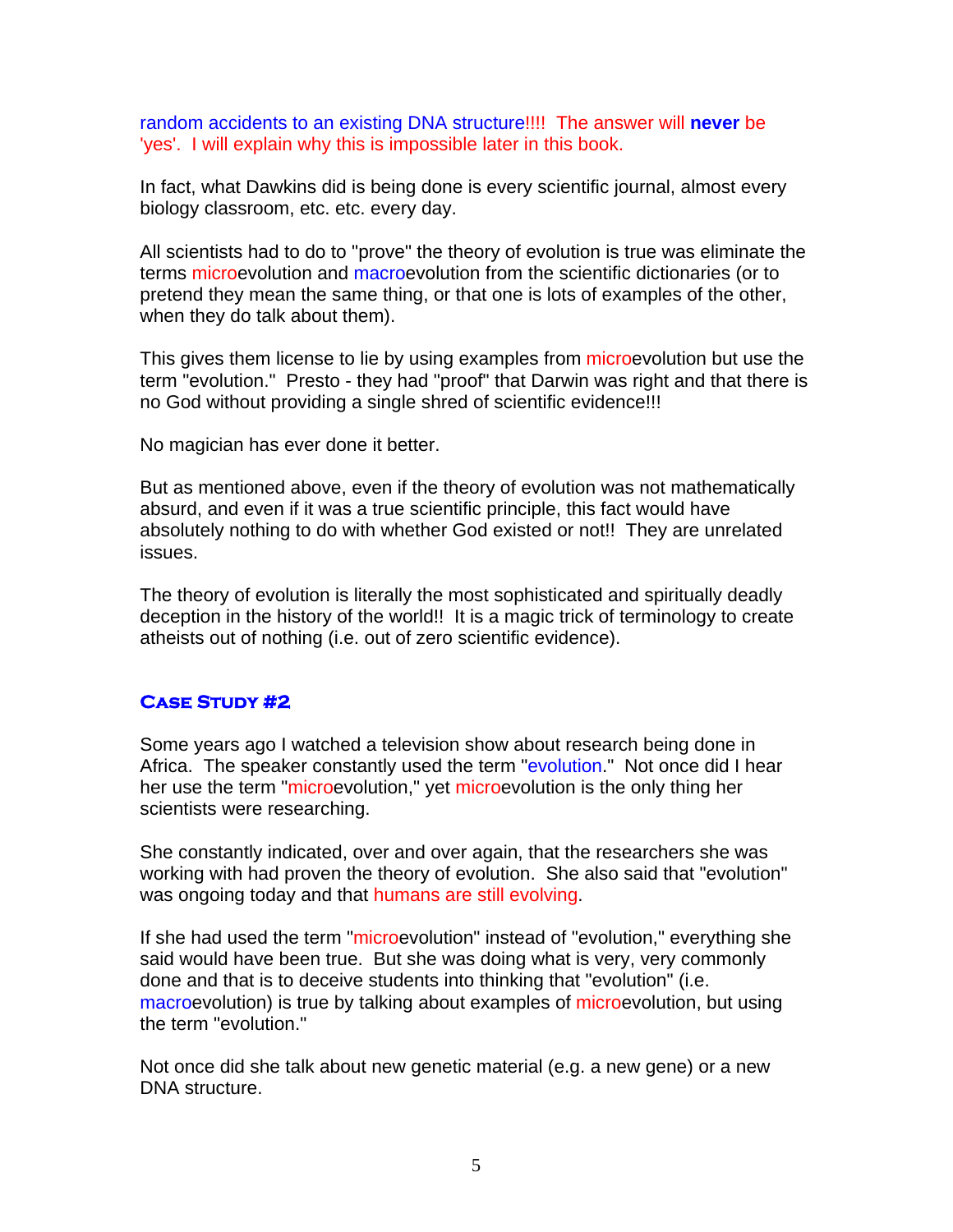random accidents to an existing DNA structure!!!! The answer will **never** be 'yes'. I will explain why this is impossible later in this book.

In fact, what Dawkins did is being done is every scientific journal, almost every biology classroom, etc. etc. every day.

All scientists had to do to "prove" the theory of evolution is true was eliminate the terms microevolution and macroevolution from the scientific dictionaries (or to pretend they mean the same thing, or that one is lots of examples of the other, when they do talk about them).

This gives them license to lie by using examples from microevolution but use the term "evolution." Presto - they had "proof" that Darwin was right and that there is no God without providing a single shred of scientific evidence!!!

No magician has ever done it better.

But as mentioned above, even if the theory of evolution was not mathematically absurd, and even if it was a true scientific principle, this fact would have absolutely nothing to do with whether God existed or not!! They are unrelated issues.

The theory of evolution is literally the most sophisticated and spiritually deadly deception in the history of the world!! It is a magic trick of terminology to create atheists out of nothing (i.e. out of zero scientific evidence).

### Case Study #2

Some years ago I watched a television show about research being done in Africa. The speaker constantly used the term "evolution." Not once did I hear her use the term "microevolution," yet microevolution is the only thing her scientists were researching.

She constantly indicated, over and over again, that the researchers she was working with had proven the theory of evolution. She also said that "evolution" was ongoing today and that humans are still evolving.

If she had used the term "microevolution" instead of "evolution," everything she said would have been true. But she was doing what is very, very commonly done and that is to deceive students into thinking that "evolution" (i.e. macroevolution) is true by talking about examples of microevolution, but using the term "evolution."

Not once did she talk about new genetic material (e.g. a new gene) or a new DNA structure.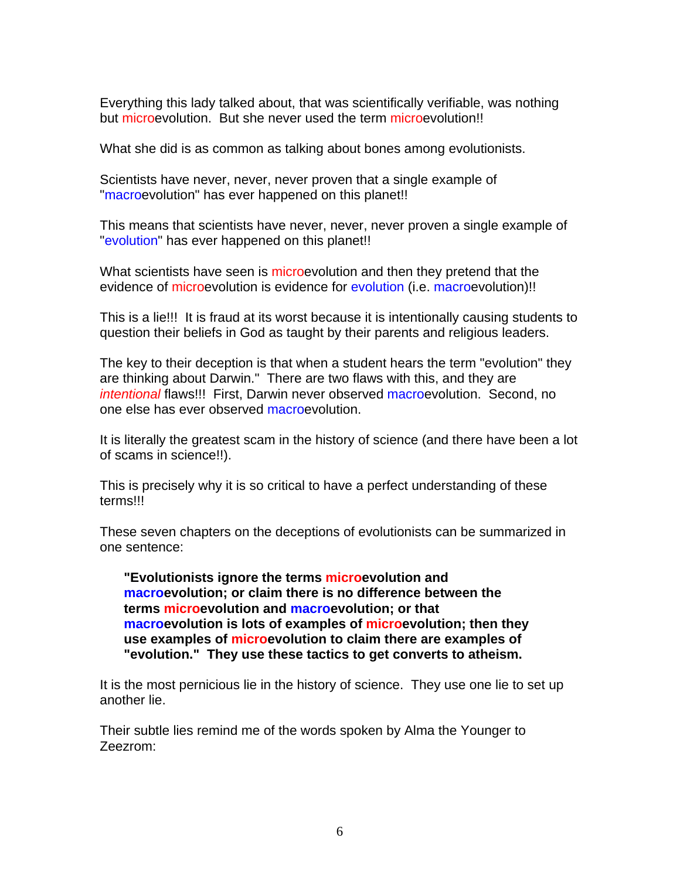Everything this lady talked about, that was scientifically verifiable, was nothing but microevolution. But she never used the term microevolution!!

What she did is as common as talking about bones among evolutionists.

Scientists have never, never, never proven that a single example of "macroevolution" has ever happened on this planet!!

This means that scientists have never, never, never proven a single example of "evolution" has ever happened on this planet!!

What scientists have seen is microevolution and then they pretend that the evidence of microevolution is evidence for evolution (i.e. macroevolution)!!

This is a lie!!! It is fraud at its worst because it is intentionally causing students to question their beliefs in God as taught by their parents and religious leaders.

The key to their deception is that when a student hears the term "evolution" they are thinking about Darwin." There are two flaws with this, and they are *intentional* flaws!!! First, Darwin never observed macroevolution. Second, no one else has ever observed macroevolution.

It is literally the greatest scam in the history of science (and there have been a lot of scams in science!!).

This is precisely why it is so critical to have a perfect understanding of these terms!!!

These seven chapters on the deceptions of evolutionists can be summarized in one sentence:

> **"Evolutionists ignore the terms microevolution and macroevolution; or claim there is no difference between the terms microevolution and macroevolution; or that macroevolution is lots of examples of microevolution; then they use examples of microevolution to claim there are examples of "evolution." They use these tactics to get converts to atheism.**

It is the most pernicious lie in the history of science. They use one lie to set up another lie.

Their subtle lies remind me of the words spoken by Alma the Younger to Zeezrom: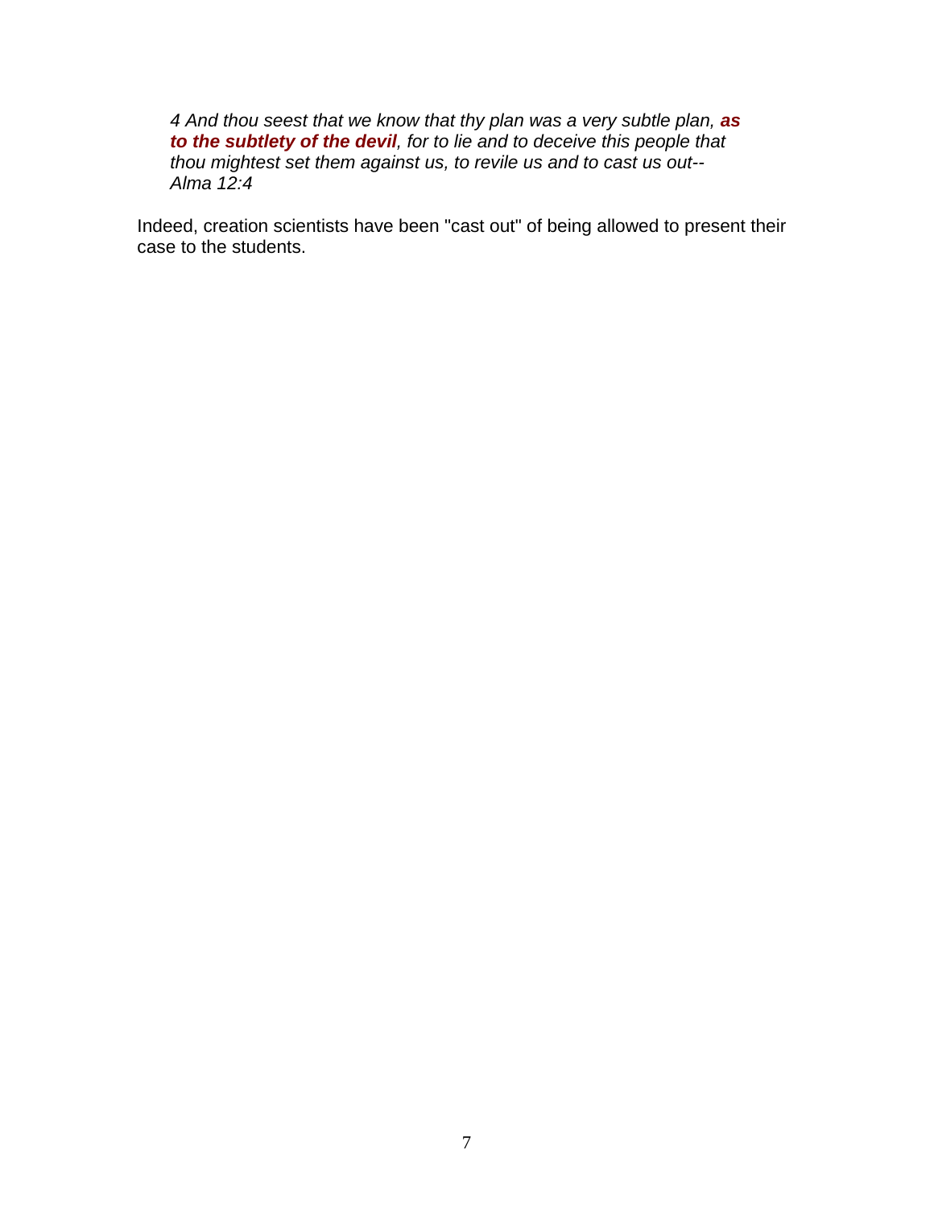*4 And thou seest that we know that thy plan was a very subtle plan,* ***as to the subtlety of the devil****, for to lie and to deceive this people that thou mightest set them against us, to revile us and to cast us out-- Alma 12:4*

Indeed, creation scientists have been "cast out" of being allowed to present their case to the students.